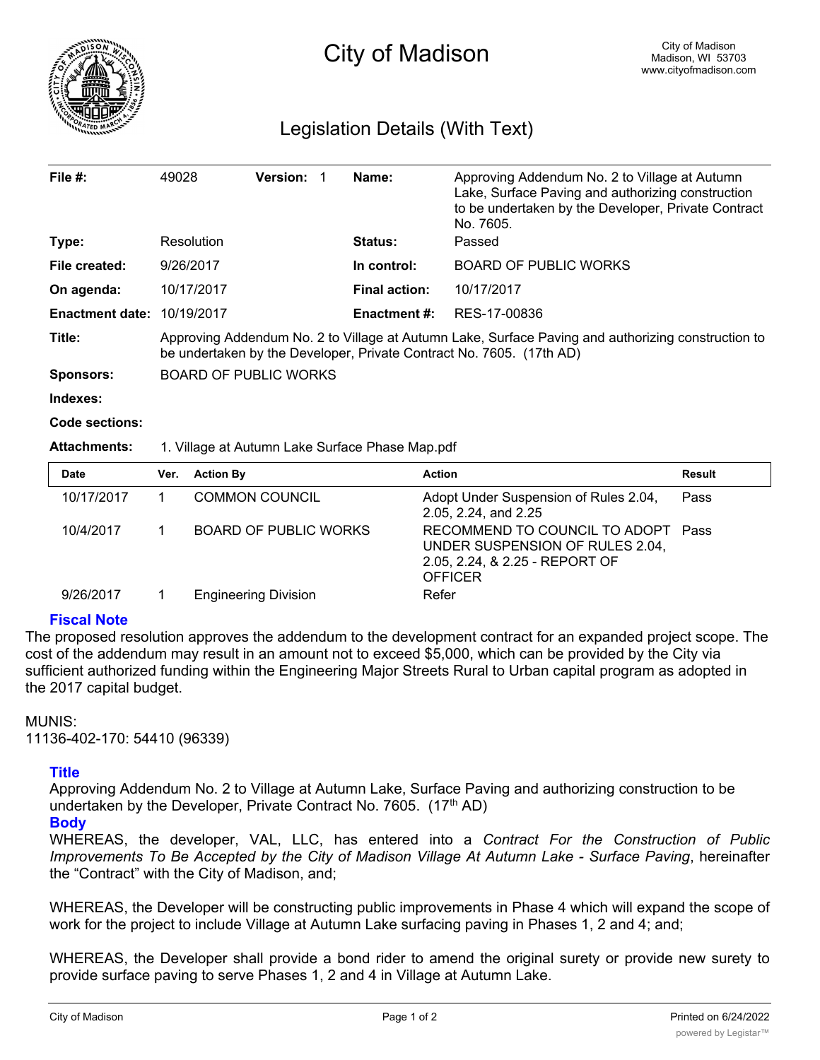# City of Madison

City of Madison
Madison, WI 53703
www.cityofmadison.com

## Legislation Details (With Text)

| | | | |
|---|---|---|---|
| **File #:** | 49028 **Version:** 1 | **Name:** | Approving Addendum No. 2 to Village at Autumn Lake, Surface Paving and authorizing construction to be undertaken by the Developer, Private Contract No. 7605. |
| **Type:** | Resolution | **Status:** | Passed |
| **File created:** | 9/26/2017 | **In control:** | BOARD OF PUBLIC WORKS |
| **On agenda:** | 10/17/2017 | **Final action:** | 10/17/2017 |
| **Enactment date:** | 10/19/2017 | **Enactment #:** | RES-17-00836 |

**Title:** Approving Addendum No. 2 to Village at Autumn Lake, Surface Paving and authorizing construction to be undertaken by the Developer, Private Contract No. 7605. (17th AD)

**Sponsors:** BOARD OF PUBLIC WORKS

**Indexes:**

**Code sections:**

**Attachments:** 1. Village at Autumn Lake Surface Phase Map.pdf

| Date | Ver. | Action By | Action | Result |
|---|---|---|---|---|
| 10/17/2017 | 1 | COMMON COUNCIL | Adopt Under Suspension of Rules 2.04, 2.05, 2.24, and 2.25 | Pass |
| 10/4/2017 | 1 | BOARD OF PUBLIC WORKS | RECOMMEND TO COUNCIL TO ADOPT UNDER SUSPENSION OF RULES 2.04, 2.05, 2.24, & 2.25 - REPORT OF OFFICER | Pass |
| 9/26/2017 | 1 | Engineering Division | Refer | |

### Fiscal Note

The proposed resolution approves the addendum to the development contract for an expanded project scope. The cost of the addendum may result in an amount not to exceed $5,000, which can be provided by the City via sufficient authorized funding within the Engineering Major Streets Rural to Urban capital program as adopted in the 2017 capital budget.

MUNIS:
11136-402-170: 54410 (96339)

### Title

Approving Addendum No. 2 to Village at Autumn Lake, Surface Paving and authorizing construction to be undertaken by the Developer, Private Contract No. 7605. (17th AD)

### Body

WHEREAS, the developer, VAL, LLC, has entered into a *Contract For the Construction of Public Improvements To Be Accepted by the City of Madison Village At Autumn Lake - Surface Paving*, hereinafter the "Contract" with the City of Madison, and;

WHEREAS, the Developer will be constructing public improvements in Phase 4 which will expand the scope of work for the project to include Village at Autumn Lake surfacing paving in Phases 1, 2 and 4; and;

WHEREAS, the Developer shall provide a bond rider to amend the original surety or provide new surety to provide surface paving to serve Phases 1, 2 and 4 in Village at Autumn Lake.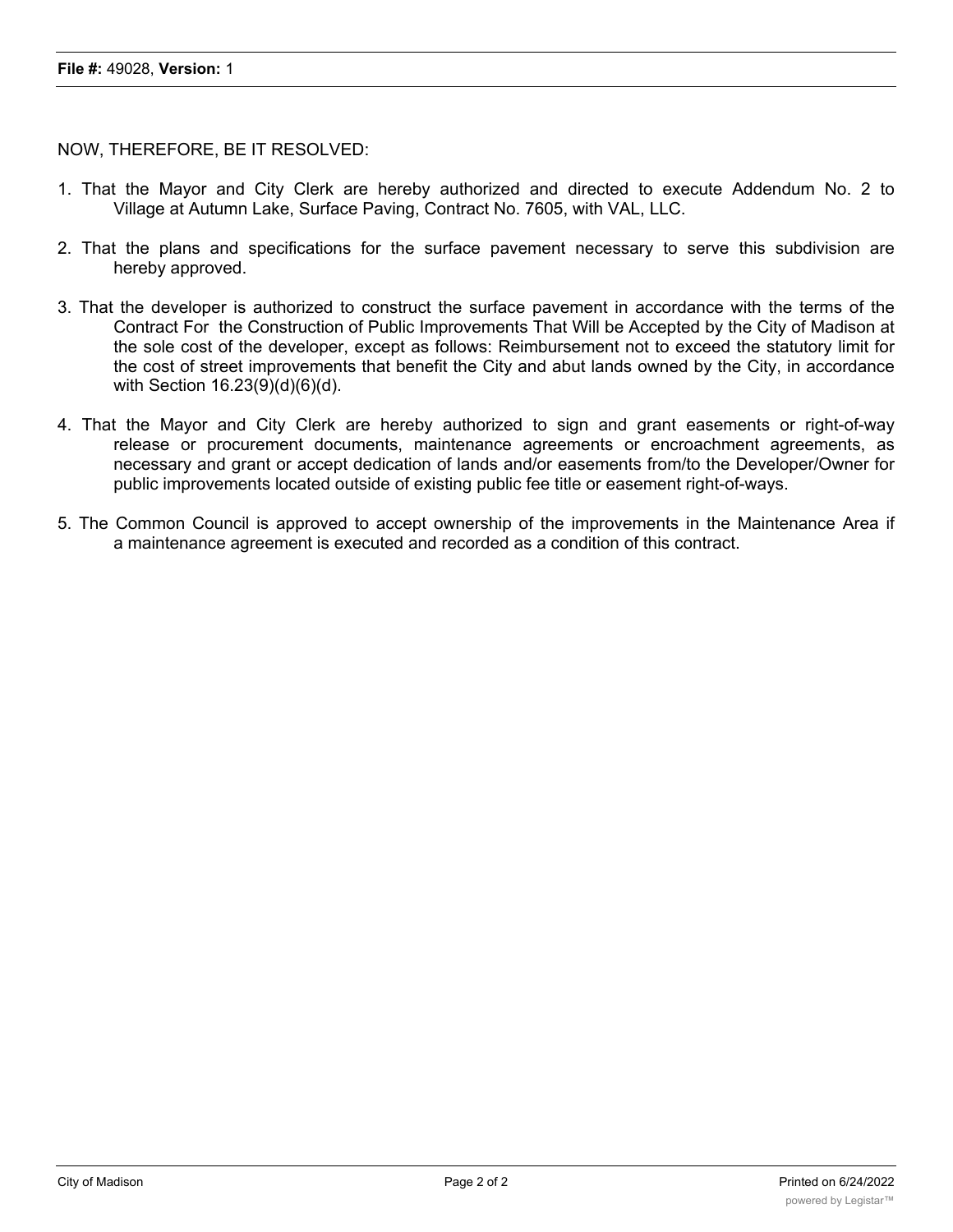NOW, THEREFORE, BE IT RESOLVED:

1. That the Mayor and City Clerk are hereby authorized and directed to execute Addendum No. 2 to Village at Autumn Lake, Surface Paving, Contract No. 7605, with VAL, LLC.

2. That the plans and specifications for the surface pavement necessary to serve this subdivision are hereby approved.

3. That the developer is authorized to construct the surface pavement in accordance with the terms of the Contract For the Construction of Public Improvements That Will be Accepted by the City of Madison at the sole cost of the developer, except as follows: Reimbursement not to exceed the statutory limit for the cost of street improvements that benefit the City and abut lands owned by the City, in accordance with Section 16.23(9)(d)(6)(d).

4. That the Mayor and City Clerk are hereby authorized to sign and grant easements or right-of-way release or procurement documents, maintenance agreements or encroachment agreements, as necessary and grant or accept dedication of lands and/or easements from/to the Developer/Owner for public improvements located outside of existing public fee title or easement right-of-ways.

5. The Common Council is approved to accept ownership of the improvements in the Maintenance Area if a maintenance agreement is executed and recorded as a condition of this contract.